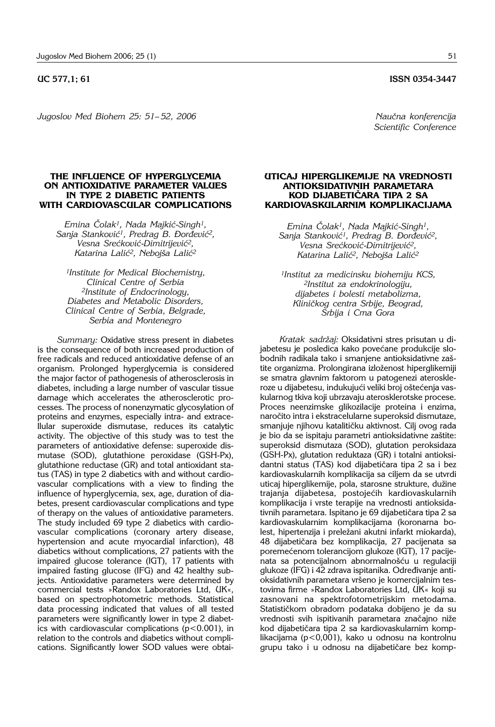UC 577,1; 61 ISSN 0354-3447

*Jugoslov Med Biohem 25: 51– 52, 2006*

*Naučna konferencija*
*Scientific Conference*

## THE INFLUENCE OF HYPERGLYCEMIA ON ANTIOXIDATIVE PARAMETER VALUES IN TYPE 2 DIABETIC PATIENTS WITH CARDIOVASCULAR COMPLICATIONS

*Emina Čolak[1], Nada Majkić-Singh[1], Sanja Stanković[1], Predrag B. Đorđević[2], Vesna Srećković-Dimitrijević[2], Katarina Lalić[2], Nebojša Lalić[2]*

*[1]Institute for Medical Biochemistry, Clinical Centre of Serbia*
*[2]Institute of Endocrinology, Diabetes and Metabolic Disorders, Clinical Centre of Serbia, Belgrade, Serbia and Montenegro*

*Summary:* Oxidative stress present in diabetes is the consequence of both increased production of free radicals and reduced antioxidative defense of an organism. Prolonged hyperglycemia is considered the major factor of pathogenesis of atherosclerosis in diabetes, including a large number of vascular tissue damage which accelerates the atherosclerotic processes. The process of nonenzymatic glycosylation of proteins and enzymes, especially intra- and extracellular superoxide dismutase, reduces its catalytic activity. The objective of this study was to test the parameters of antioxidative defense: superoxide dismutase (SOD), glutathione peroxidase (GSH-Px), glutathione reductase (GR) and total antioxidant status (TAS) in type 2 diabetics with and without cardiovascular complications with a view to finding the influence of hyperglycemia, sex, age, duration of diabetes, present cardiovascular complications and type of therapy on the values of antioxidative parameters. The study included 69 type 2 diabetics with cardiovascular complications (coronary artery disease, hypertension and acute myocardial infarction), 48 diabetics without complications, 27 patients with the impaired glucose tolerance (IGT), 17 patients with impaired fasting glucose (IFG) and 42 healthy subjects. Antioxidative parameters were determined by commercial tests »Randox Laboratories Ltd, UK«, based on spectrophotometric methods. Statistical data processing indicated that values of all tested parameters were significantly lower in type 2 diabetics with cardiovascular complications ($p<0.001$), in relation to the controls and diabetics without complications. Significantly lower SOD values were obtai-

## UTICAJ HIPERGLIKEMIJE NA VREDNOSTI ANTIOKSIDATIVNIH PARAMETARA KOD DIJABETIČARA TIPA 2 SA KARDIOVASKULARNIM KOMPLIKACIJAMA

*Emina Čolak[1], Nada Majkić-Singh[1], Sanja Stanković[1], Predrag B. Đorđević[2], Vesna Srećković-Dimitrijević[2], Katarina Lalić[2], Nebojša Lalić[2]*

*[1]Institut za medicinsku biohemiju KCS, [2]Institut za endokrinologiju, dijabetes i bolesti metabolizma, Kliničkog centra Srbije, Beograd, Srbija i Crna Gora*

*Kratak sadržaj:* Oksidativni stres prisutan u dijabetesu je posledica kako povećane produkcije slobodnih radikala tako i smanjene antioksidativne zaštite organizma. Prolongirana izloženost hiperglikemiji se smatra glavnim faktorom u patogenezi ateroskleroze u dijabetesu, indukujući veliki broj oštećenja vaskularnog tkiva koji ubrzavaju aterosklerotske procese. Proces neenzimske glikozilacije proteina i enzima, naročito intra i ekstracelularne superoksid dismutaze, smanjuje njihovu katalitičku aktivnost. Cilj ovog rada je bio da se ispitaju parametri antioksidativne zaštite: superoksid dismutaza (SOD), glutation peroksidaza (GSH-Px), glutation reduktaza (GR) i totalni antioksidantni status (TAS) kod dijabetičara tipa 2 sa i bez kardiovaskularnih komplikacija sa ciljem da se utvrdi uticaj hiperglikemije, pola, starosne strukture, dužine trajanja dijabetesa, postojećih kardiovaskularnih komplikacija i vrste terapije na vrednosti antioksidativnih parametara. Ispitano je 69 dijabetičara tipa 2 sa kardiovaskularnim komplikacijama (koronarna bolest, hipertenzija i preležani akutni infarkt miokarda), 48 dijabetičara bez komplikacija, 27 pacijenata sa poremećenom tolerancijom glukoze (IGT), 17 pacijenata sa potencijalnom abnormalnošću u regulaciji glukoze (IFG) i 42 zdrava ispitanika. Određivanje antioksidativnih parametara vršeno je komercijalnim testovima firme »Randox Laboratories Ltd, UK« koji su zasnovani na spektrofotometrijskim metodama. Statističkom obradom podataka dobijeno je da su vrednosti svih ispitivanih parametara značajno niže kod dijabetičara tipa 2 sa kardiovaskularnim komplikacijama ($p<0,001$), kako u odnosu na kontrolnu grupu tako i u odnosu na dijabetičare bez komp-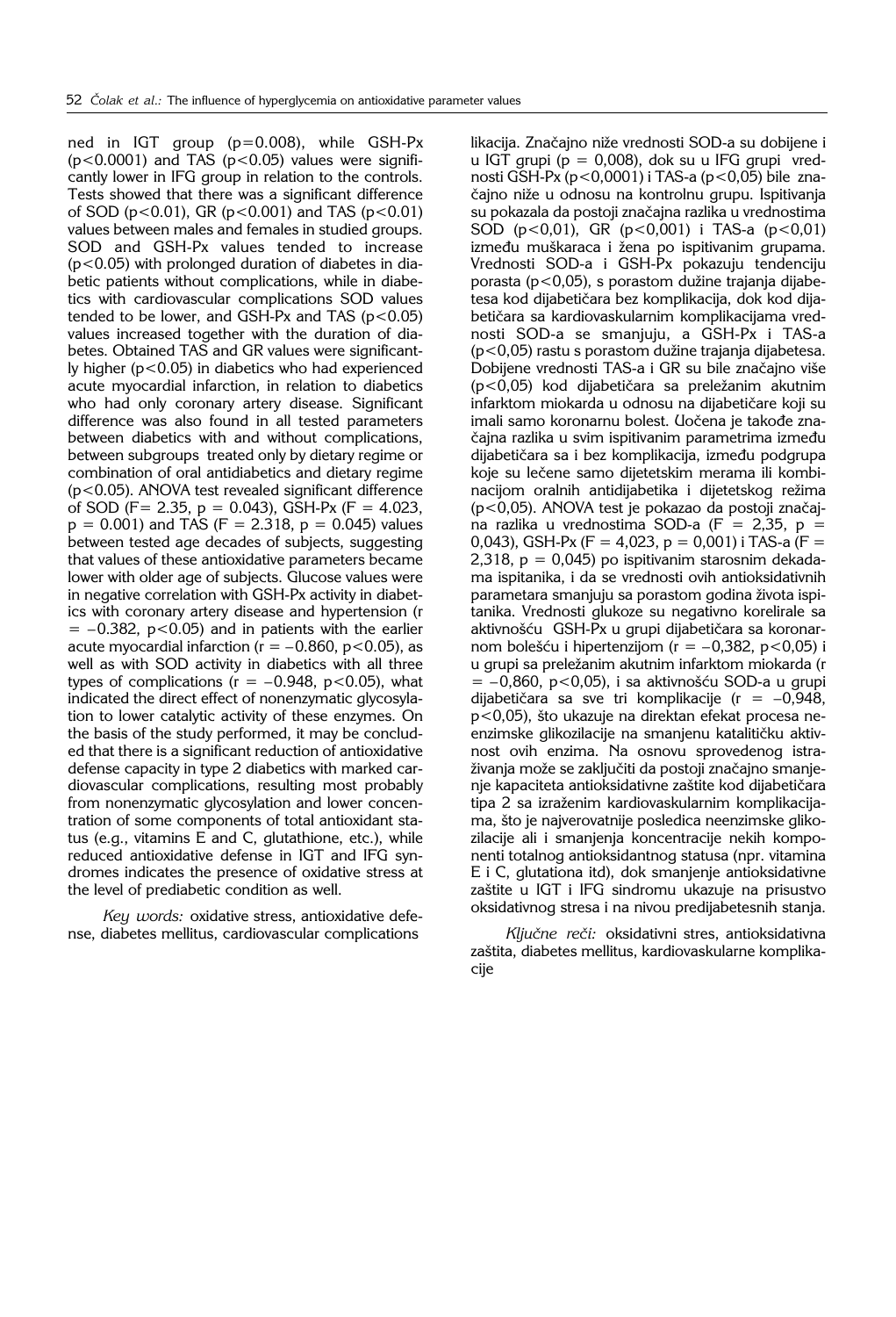ned in IGT group ($p=0.008$), while GSH-Px ($p<0.0001$) and TAS ($p<0.05$) values were significantly lower in IFG group in relation to the controls. Tests showed that there was a significant difference of SOD ($p<0.01$), GR ($p<0.001$) and TAS ($p<0.01$) values between males and females in studied groups. SOD and GSH-Px values tended to increase ($p<0.05$) with prolonged duration of diabetes in diabetic patients without complications, while in diabetics with cardiovascular complications SOD values tended to be lower, and GSH-Px and TAS ($p<0.05$) values increased together with the duration of diabetes. Obtained TAS and GR values were significantly higher ($p<0.05$) in diabetics who had experienced acute myocardial infarction, in relation to diabetics who had only coronary artery disease. Significant difference was also found in all tested parameters between diabetics with and without complications, between subgroups treated only by dietary regime or combination of oral antidiabetics and dietary regime ($p<0.05$). ANOVA test revealed significant difference of SOD ($F= 2.35$, $p = 0.043$), GSH-Px ($F = 4.023$, $p = 0.001$) and TAS ($F = 2.318$, $p = 0.045$) values between tested age decades of subjects, suggesting that values of these antioxidative parameters became lower with older age of subjects. Glucose values were in negative correlation with GSH-Px activity in diabetics with coronary artery disease and hypertension ($r = -0.382$, $p<0.05$) and in patients with the earlier acute myocardial infarction ($r = -0.860$, $p<0.05$), as well as with SOD activity in diabetics with all three types of complications ($r = -0.948$, $p<0.05$), what indicated the direct effect of nonenzymatic glycosylation to lower catalytic activity of these enzymes. On the basis of the study performed, it may be concluded that there is a significant reduction of antioxidative defense capacity in type 2 diabetics with marked cardiovascular complications, resulting most probably from nonenzymatic glycosylation and lower concentration of some components of total antioxidant status (e.g., vitamins E and C, glutathione, etc.), while reduced antioxidative defense in IGT and IFG syndromes indicates the presence of oxidative stress at the level of prediabetic condition as well.

*Key words:* oxidative stress, antioxidative defense, diabetes mellitus, cardiovascular complications

likacija. Značajno niže vrednosti SOD-a su dobijene i u IGT grupi ($p = 0,008$), dok su u IFG grupi vrednosti GSH-Px ($p<0,0001$) i TAS-a ($p<0,05$) bile značajno niže u odnosu na kontrolnu grupu. Ispitivanja su pokazala da postoji značajna razlika u vrednostima SOD ($p<0,01$), GR ($p<0,001$) i TAS-a ($p<0,01$) između muškaraca i žena po ispitivanim grupama. Vrednosti SOD-a i GSH-Px pokazuju tendenciju porasta ($p<0,05$), s porastom dužine trajanja dijabetesa kod dijabetičara bez komplikacija, dok kod dijabetičara sa kardiovaskularnim komplikacijama vrednosti SOD-a se smanjuju, a GSH-Px i TAS-a ($p<0,05$) rastu s porastom dužine trajanja dijabetesa. Dobijene vrednosti TAS-a i GR su bile značajno više ($p<0,05$) kod dijabetičara sa preležanim akutnim infarktom miokarda u odnosu na dijabetičare koji su imali samo koronarnu bolest. Uočena je takođe značajna razlika u svim ispitivanim parametrima između dijabetičara sa i bez komplikacija, između podgrupa koje su lečene samo dijetetskim merama ili kombinacijom oralnih antidijabetika i dijetetskog režima ($p<0,05$). ANOVA test je pokazao da postoji značajna razlika u vrednostima SOD-a ($F = 2,35$, $p = 0,043$), GSH-Px ($F = 4,023$, $p = 0,001$) i TAS-a ($F = 2,318$, $p = 0,045$) po ispitivanim starosnim dekadama ispitanika, i da se vrednosti ovih antioksidativnih parametara smanjuju s porastom godina života ispitanika. Vrednosti glukoze su negativno korelirale sa aktivnošću GSH-Px u grupi dijabetičara sa koronarnom bolešću i hipertenzijom ($r = -0,382$, $p<0,05$) i u grupi sa preležanim akutnim infarktom miokarda ($r = -0,860$, $p<0,05$), i sa aktivnošću SOD-a u grupi dijabetičara sa sve tri komplikacije ($r = -0,948$, $p<0,05$), što ukazuje na direktan efekat procesa neenzimske glikozilacije na smanjenu katalitičku aktivnost ovih enzima. Na osnovu sprovedenog istraživanja može se zaključiti da postoji značajno smanjenje kapaciteta antioksidativne zaštite kod dijabetičara tipa 2 sa izraženim kardiovaskularnim komplikacijama, što je najverovatnije posledica neenzimske glikozilacije ali i smanjenja koncentracije nekih komponenti totalnog antioksidantnog statusa (npr. vitamina E i C, glutationa itd), dok smanjenje antioksidativne zaštite u IGT i IFG sindromu ukazuje na prisustvo oksidativnog stresa i na nivou predijabetesnih stanja.

*Ključne reči:* oksidativni stres, antioksidativna zaštita, diabetes mellitus, kardiovaskularne komplikacije